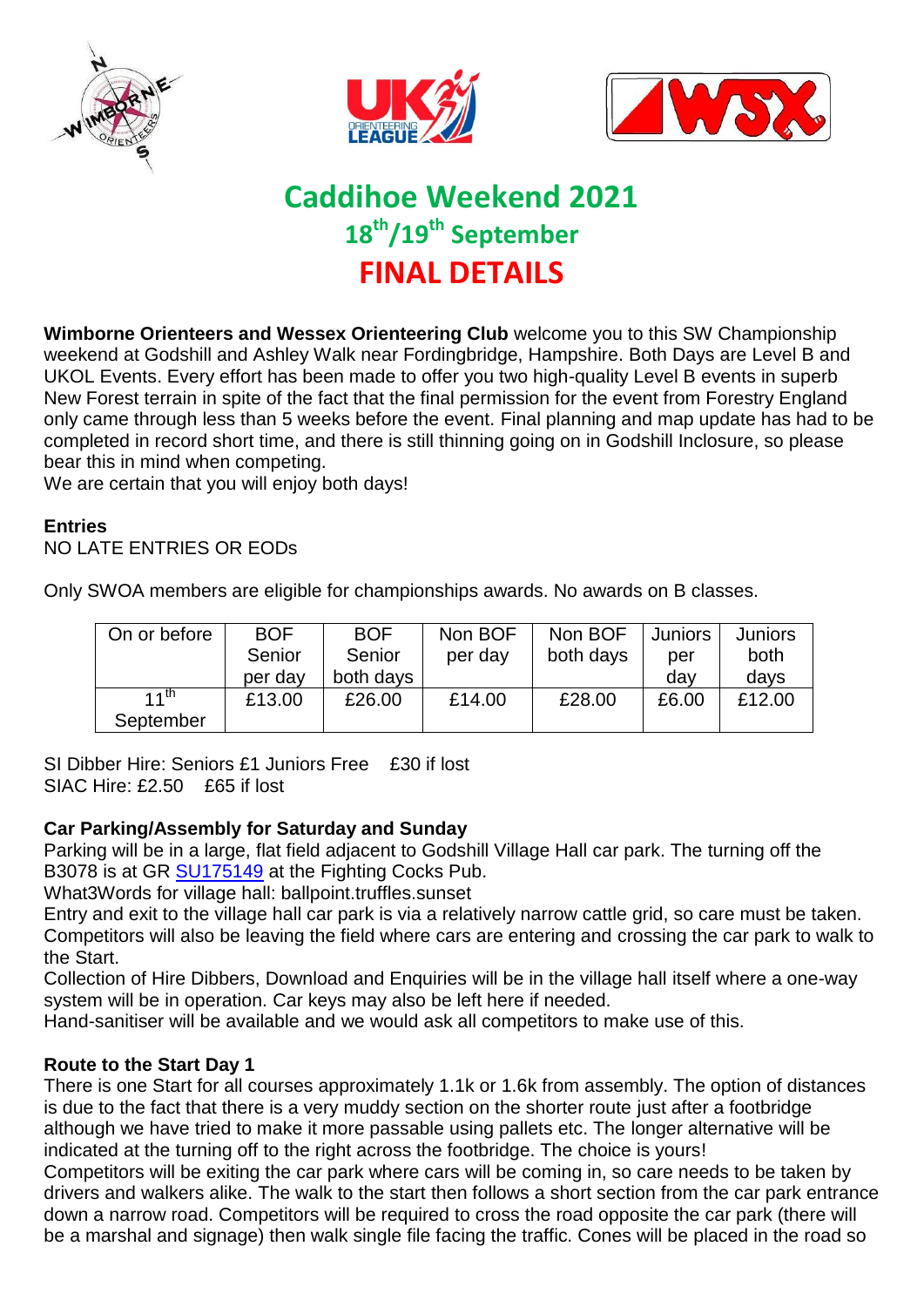# Caddihoe Weekend 2021

## 18th/19th September

## FINAL DETAILS

**Wimborne Orienteers and Wessex Orienteering Club** welcome you to this SW Championship weekend at Godshill and Ashley Walk near Fordingbridge, Hampshire. Both Days are Level B and UKOL Events. Every effort has been made to offer you two high-quality Level B events in superb New Forest terrain in spite of the fact that the final permission for the event from Forestry England only came through less than 5 weeks before the event. Final planning and map update has had to be completed in record short time, and there is still thinning going on in Godshill Inclosure, so please bear this in mind when competing.
We are certain that you will enjoy both days!

**Entries**
NO LATE ENTRIES OR EODs

Only SWOA members are eligible for championships awards. No awards on B classes.

| On or before | BOF Senior per day | BOF Senior both days | Non BOF per day | Non BOF both days | Juniors per day | Juniors both days |
|---|---|---|---|---|---|---|
| 11th September | £13.00 | £26.00 | £14.00 | £28.00 | £6.00 | £12.00 |

SI Dibber Hire: Seniors £1 Juniors Free £30 if lost
SIAC Hire: £2.50 £65 if lost

**Car Parking/Assembly for Saturday and Sunday**
Parking will be in a large, flat field adjacent to Godshill Village Hall car park. The turning off the B3078 is at GR SU175149 at the Fighting Cocks Pub.
What3Words for village hall: ballpoint.truffles.sunset
Entry and exit to the village hall car park is via a relatively narrow cattle grid, so care must be taken. Competitors will also be leaving the field where cars are entering and crossing the car park to walk to the Start.
Collection of Hire Dibbers, Download and Enquiries will be in the village hall itself where a one-way system will be in operation. Car keys may also be left here if needed.
Hand-sanitiser will be available and we would ask all competitors to make use of this.

**Route to the Start Day 1**
There is one Start for all courses approximately 1.1k or 1.6k from assembly. The option of distances is due to the fact that there is a very muddy section on the shorter route just after a footbridge although we have tried to make it more passable using pallets etc. The longer alternative will be indicated at the turning off to the right across the footbridge. The choice is yours!
Competitors will be exiting the car park where cars will be coming in, so care needs to be taken by drivers and walkers alike. The walk to the start then follows a short section from the car park entrance down a narrow road. Competitors will be required to cross the road opposite the car park (there will be a marshal and signage) then walk single file facing the traffic. Cones will be placed in the road so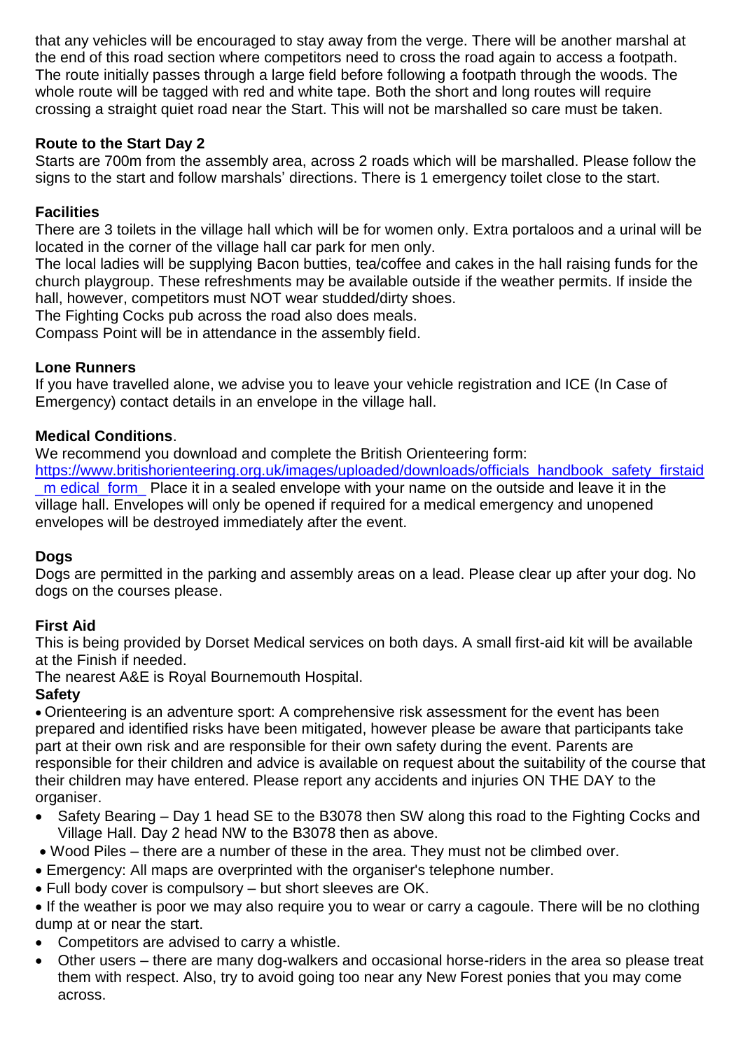that any vehicles will be encouraged to stay away from the verge. There will be another marshal at the end of this road section where competitors need to cross the road again to access a footpath. The route initially passes through a large field before following a footpath through the woods. The whole route will be tagged with red and white tape. Both the short and long routes will require crossing a straight quiet road near the Start. This will not be marshalled so care must be taken.

**Route to the Start Day 2**

Starts are 700m from the assembly area, across 2 roads which will be marshalled. Please follow the signs to the start and follow marshals' directions. There is 1 emergency toilet close to the start.

**Facilities**

There are 3 toilets in the village hall which will be for women only. Extra portaloos and a urinal will be located in the corner of the village hall car park for men only.

The local ladies will be supplying Bacon butties, tea/coffee and cakes in the hall raising funds for the church playgroup. These refreshments may be available outside if the weather permits. If inside the hall, however, competitors must NOT wear studded/dirty shoes.

The Fighting Cocks pub across the road also does meals.

Compass Point will be in attendance in the assembly field.

**Lone Runners**

If you have travelled alone, we advise you to leave your vehicle registration and ICE (In Case of Emergency) contact details in an envelope in the village hall.

**Medical Conditions**.

We recommend you download and complete the British Orienteering form: https://www.britishorienteering.org.uk/images/uploaded/downloads/officials_handbook_safety_firstaid_m edical_form_ Place it in a sealed envelope with your name on the outside and leave it in the village hall. Envelopes will only be opened if required for a medical emergency and unopened envelopes will be destroyed immediately after the event.

**Dogs**

Dogs are permitted in the parking and assembly areas on a lead. Please clear up after your dog. No dogs on the courses please.

**First Aid**

This is being provided by Dorset Medical services on both days. A small first-aid kit will be available at the Finish if needed.

The nearest A&E is Royal Bournemouth Hospital.

**Safety**

- Orienteering is an adventure sport: A comprehensive risk assessment for the event has been prepared and identified risks have been mitigated, however please be aware that participants take part at their own risk and are responsible for their own safety during the event. Parents are responsible for their children and advice is available on request about the suitability of the course that their children may have entered. Please report any accidents and injuries ON THE DAY to the organiser.
- Safety Bearing – Day 1 head SE to the B3078 then SW along this road to the Fighting Cocks and Village Hall. Day 2 head NW to the B3078 then as above.
- Wood Piles – there are a number of these in the area. They must not be climbed over.
- Emergency: All maps are overprinted with the organiser's telephone number.
- Full body cover is compulsory – but short sleeves are OK.
- If the weather is poor we may also require you to wear or carry a cagoule. There will be no clothing dump at or near the start.
- Competitors are advised to carry a whistle.
- Other users – there are many dog-walkers and occasional horse-riders in the area so please treat them with respect. Also, try to avoid going too near any New Forest ponies that you may come across.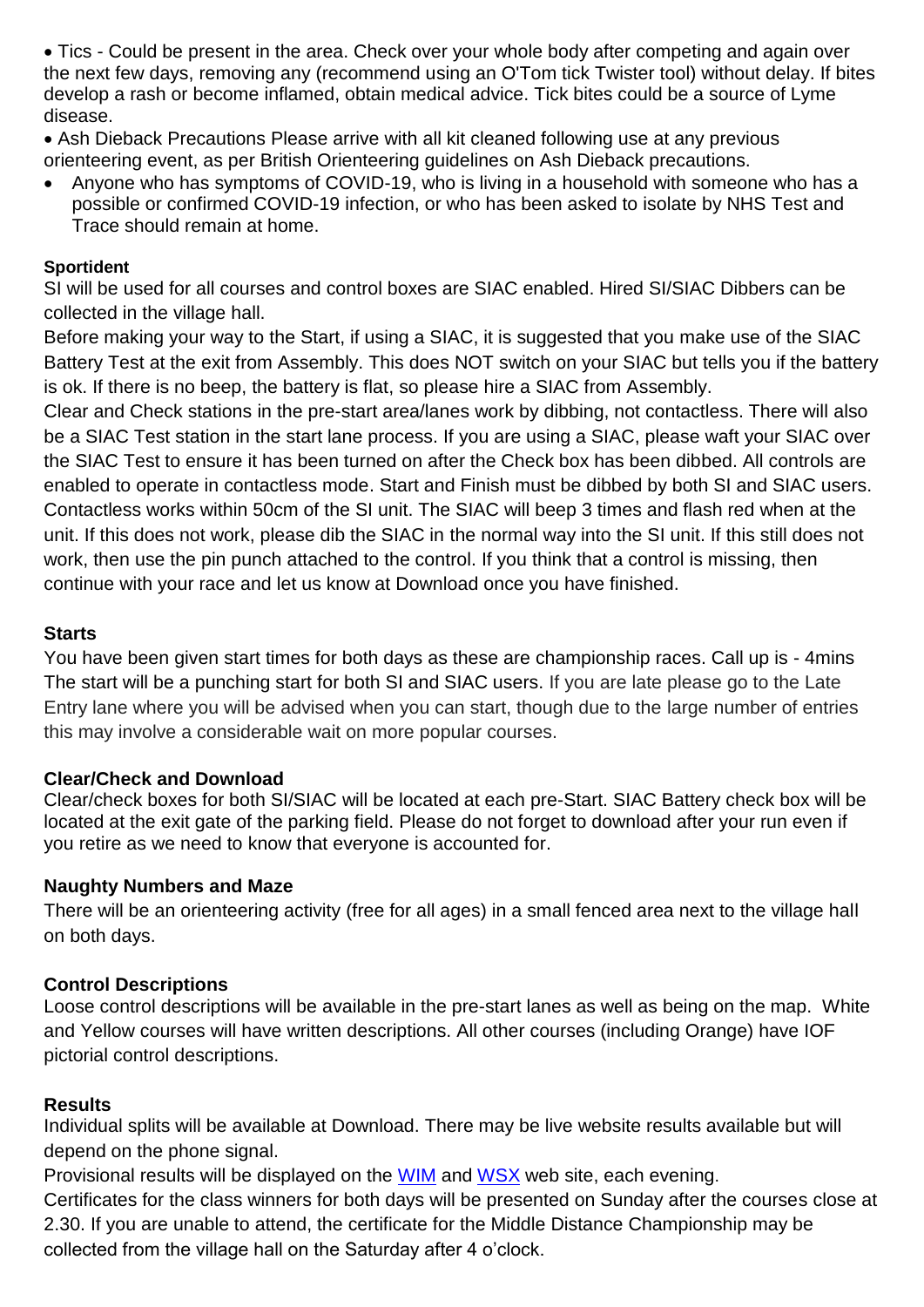- Tics - Could be present in the area. Check over your whole body after competing and again over the next few days, removing any (recommend using an O'Tom tick Twister tool) without delay. If bites develop a rash or become inflamed, obtain medical advice. Tick bites could be a source of Lyme disease.
- Ash Dieback Precautions Please arrive with all kit cleaned following use at any previous orienteering event, as per British Orienteering guidelines on Ash Dieback precautions.
- Anyone who has symptoms of COVID-19, who is living in a household with someone who has a possible or confirmed COVID-19 infection, or who has been asked to isolate by NHS Test and Trace should remain at home.

**Sportident**

SI will be used for all courses and control boxes are SIAC enabled. Hired SI/SIAC Dibbers can be collected in the village hall.

Before making your way to the Start, if using a SIAC, it is suggested that you make use of the SIAC Battery Test at the exit from Assembly. This does NOT switch on your SIAC but tells you if the battery is ok. If there is no beep, the battery is flat, so please hire a SIAC from Assembly.

Clear and Check stations in the pre-start area/lanes work by dibbing, not contactless. There will also be a SIAC Test station in the start lane process. If you are using a SIAC, please waft your SIAC over the SIAC Test to ensure it has been turned on after the Check box has been dibbed. All controls are enabled to operate in contactless mode. Start and Finish must be dibbed by both SI and SIAC users. Contactless works within 50cm of the SI unit. The SIAC will beep 3 times and flash red when at the unit. If this does not work, please dib the SIAC in the normal way into the SI unit. If this still does not work, then use the pin punch attached to the control. If you think that a control is missing, then continue with your race and let us know at Download once you have finished.

**Starts**

You have been given start times for both days as these are championship races. Call up is - 4mins
The start will be a punching start for both SI and SIAC users. If you are late please go to the Late Entry lane where you will be advised when you can start, though due to the large number of entries this may involve a considerable wait on more popular courses.

**Clear/Check and Download**

Clear/check boxes for both SI/SIAC will be located at each pre-Start. SIAC Battery check box will be located at the exit gate of the parking field. Please do not forget to download after your run even if you retire as we need to know that everyone is accounted for.

**Naughty Numbers and Maze**

There will be an orienteering activity (free for all ages) in a small fenced area next to the village hall on both days.

**Control Descriptions**

Loose control descriptions will be available in the pre-start lanes as well as being on the map. White and Yellow courses will have written descriptions. All other courses (including Orange) have IOF pictorial control descriptions.

**Results**

Individual splits will be available at Download. There may be live website results available but will depend on the phone signal.

Provisional results will be displayed on the WIM and WSX web site, each evening.

Certificates for the class winners for both days will be presented on Sunday after the courses close at 2.30. If you are unable to attend, the certificate for the Middle Distance Championship may be collected from the village hall on the Saturday after 4 o'clock.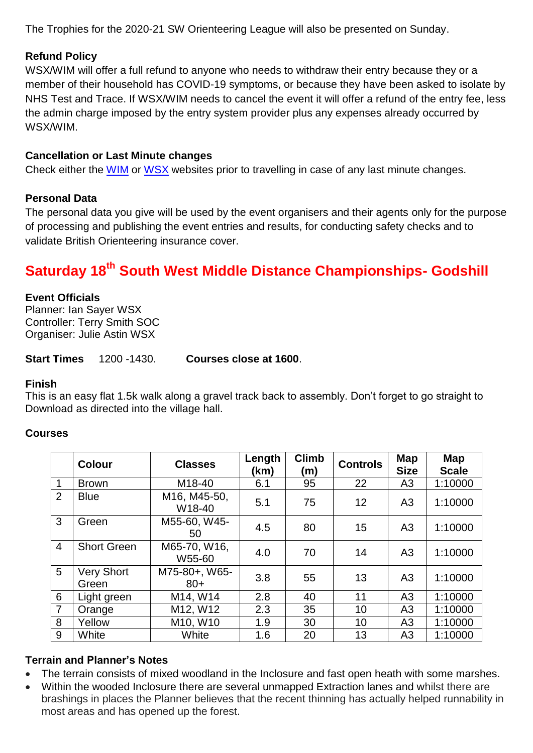The Trophies for the 2020-21 SW Orienteering League will also be presented on Sunday.

**Refund Policy**
WSX/WIM will offer a full refund to anyone who needs to withdraw their entry because they or a member of their household has COVID-19 symptoms, or because they have been asked to isolate by NHS Test and Trace. If WSX/WIM needs to cancel the event it will offer a refund of the entry fee, less the admin charge imposed by the entry system provider plus any expenses already occurred by WSX/WIM.

**Cancellation or Last Minute changes**
Check either the WIM or WSX websites prior to travelling in case of any last minute changes.

**Personal Data**
The personal data you give will be used by the event organisers and their agents only for the purpose of processing and publishing the event entries and results, for conducting safety checks and to validate British Orienteering insurance cover.

## Saturday 18th South West Middle Distance Championships- Godshill

**Event Officials**
Planner: Ian Sayer WSX
Controller: Terry Smith SOC
Organiser: Julie Astin WSX

**Start Times** 1200 -1430. **Courses close at 1600**.

**Finish**
This is an easy flat 1.5k walk along a gravel track back to assembly. Don't forget to go straight to Download as directed into the village hall.

**Courses**

| | Colour | Classes | Length (km) | Climb (m) | Controls | Map Size | Map Scale |
|---|---|---|---|---|---|---|---|
| 1 | Brown | M18-40 | 6.1 | 95 | 22 | A3 | 1:10000 |
| 2 | Blue | M16, M45-50, W18-40 | 5.1 | 75 | 12 | A3 | 1:10000 |
| 3 | Green | M55-60, W45-50 | 4.5 | 80 | 15 | A3 | 1:10000 |
| 4 | Short Green | M65-70, W16, W55-60 | 4.0 | 70 | 14 | A3 | 1:10000 |
| 5 | Very Short Green | M75-80+, W65-80+ | 3.8 | 55 | 13 | A3 | 1:10000 |
| 6 | Light green | M14, W14 | 2.8 | 40 | 11 | A3 | 1:10000 |
| 7 | Orange | M12, W12 | 2.3 | 35 | 10 | A3 | 1:10000 |
| 8 | Yellow | M10, W10 | 1.9 | 30 | 10 | A3 | 1:10000 |
| 9 | White | White | 1.6 | 20 | 13 | A3 | 1:10000 |

**Terrain and Planner's Notes**

- The terrain consists of mixed woodland in the Inclosure and fast open heath with some marshes.
- Within the wooded Inclosure there are several unmapped Extraction lanes and whilst there are brashings in places the Planner believes that the recent thinning has actually helped runnability in most areas and has opened up the forest.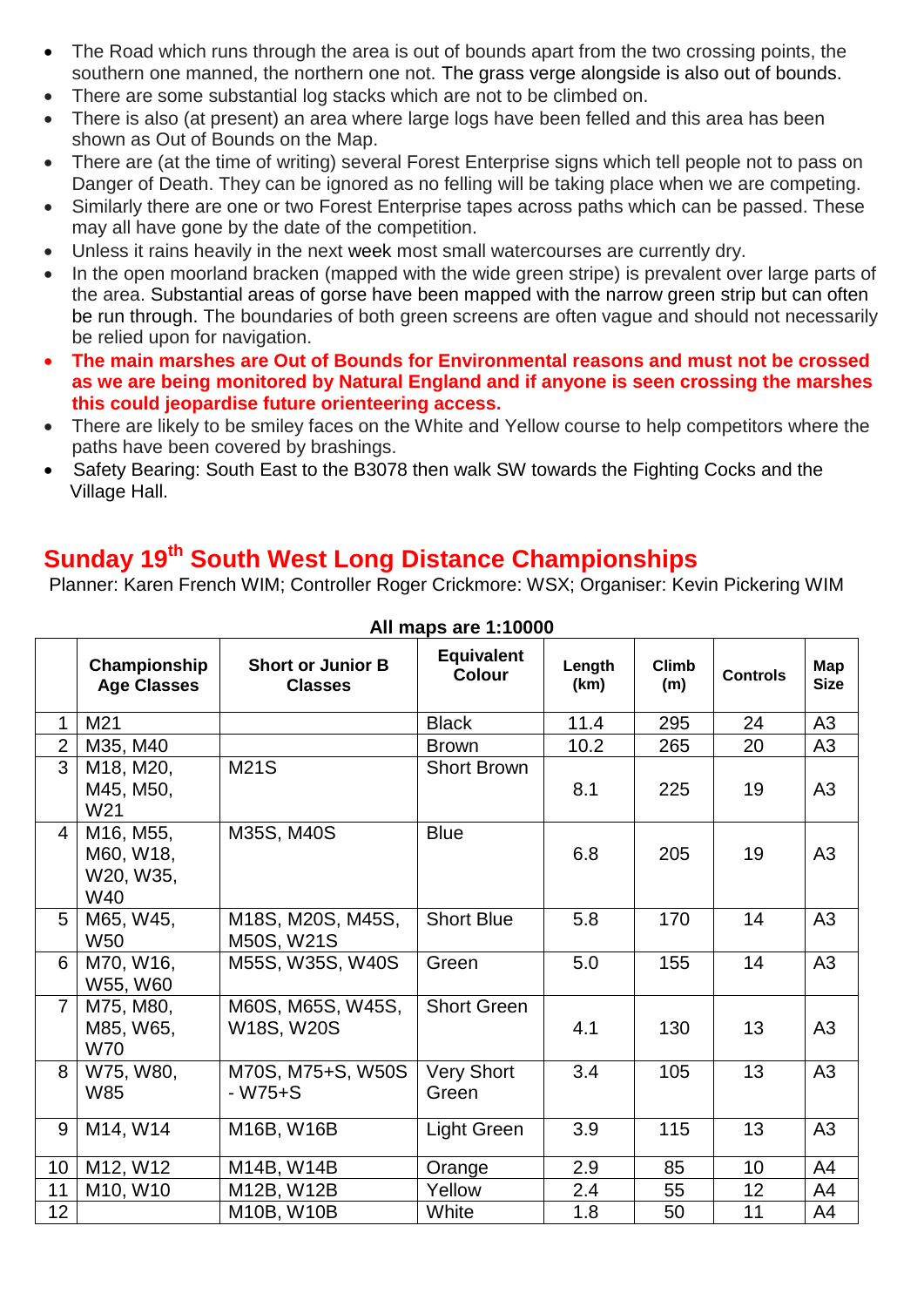- The Road which runs through the area is out of bounds apart from the two crossing points, the southern one manned, the northern one not. The grass verge alongside is also out of bounds.
- There are some substantial log stacks which are not to be climbed on.
- There is also (at present) an area where large logs have been felled and this area has been shown as Out of Bounds on the Map.
- There are (at the time of writing) several Forest Enterprise signs which tell people not to pass on Danger of Death. They can be ignored as no felling will be taking place when we are competing.
- Similarly there are one or two Forest Enterprise tapes across paths which can be passed. These may all have gone by the date of the competition.
- Unless it rains heavily in the next week most small watercourses are currently dry.
- In the open moorland bracken (mapped with the wide green stripe) is prevalent over large parts of the area. Substantial areas of gorse have been mapped with the narrow green strip but can often be run through. The boundaries of both green screens are often vague and should not necessarily be relied upon for navigation.
- **The main marshes are Out of Bounds for Environmental reasons and must not be crossed as we are being monitored by Natural England and if anyone is seen crossing the marshes this could jeopardise future orienteering access.**
- There are likely to be smiley faces on the White and Yellow course to help competitors where the paths have been covered by brashings.
- Safety Bearing: South East to the B3078 then walk SW towards the Fighting Cocks and the Village Hall.

## Sunday 19th South West Long Distance Championships

Planner: Karen French WIM; Controller Roger Crickmore: WSX; Organiser: Kevin Pickering WIM

**All maps are 1:10000**

| | Championship Age Classes | Short or Junior B Classes | Equivalent Colour | Length (km) | Climb (m) | Controls | Map Size |
|---|---|---|---|---|---|---|---|
| 1 | M21 | | Black | 11.4 | 295 | 24 | A3 |
| 2 | M35, M40 | | Brown | 10.2 | 265 | 20 | A3 |
| 3 | M18, M20, M45, M50, W21 | M21S | Short Brown | 8.1 | 225 | 19 | A3 |
| 4 | M16, M55, M60, W18, W20, W35, W40 | M35S, M40S | Blue | 6.8 | 205 | 19 | A3 |
| 5 | M65, W45, W50 | M18S, M20S, M45S, M50S, W21S | Short Blue | 5.8 | 170 | 14 | A3 |
| 6 | M70, W16, W55, W60 | M55S, W35S, W40S | Green | 5.0 | 155 | 14 | A3 |
| 7 | M75, M80, M85, W65, W70 | M60S, M65S, W45S, W18S, W20S | Short Green | 4.1 | 130 | 13 | A3 |
| 8 | W75, W80, W85 | M70S, M75+S, W50S - W75+S | Very Short Green | 3.4 | 105 | 13 | A3 |
| 9 | M14, W14 | M16B, W16B | Light Green | 3.9 | 115 | 13 | A3 |
| 10 | M12, W12 | M14B, W14B | Orange | 2.9 | 85 | 10 | A4 |
| 11 | M10, W10 | M12B, W12B | Yellow | 2.4 | 55 | 12 | A4 |
| 12 | | M10B, W10B | White | 1.8 | 50 | 11 | A4 |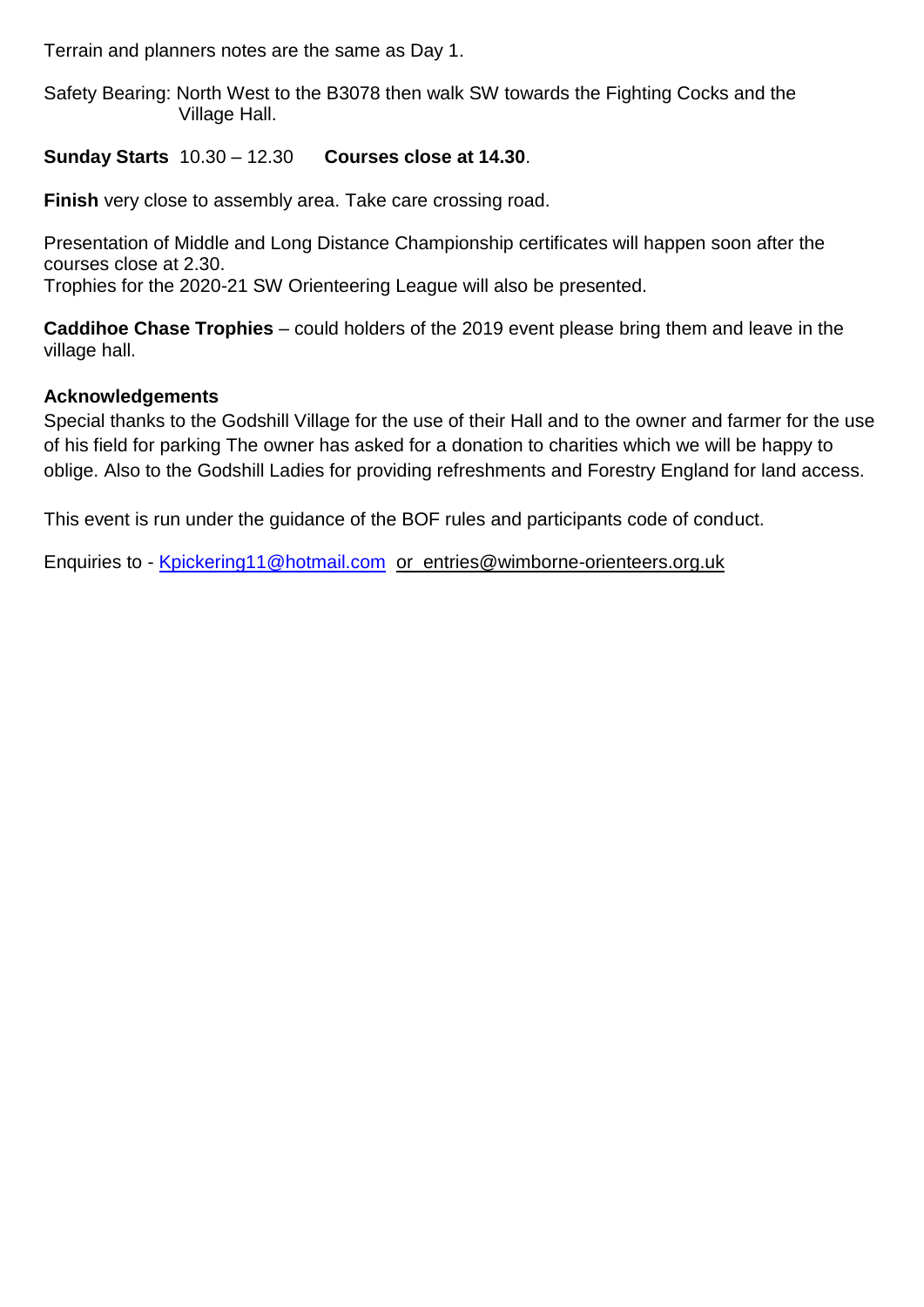Terrain and planners notes are the same as Day 1.

Safety Bearing: North West to the B3078 then walk SW towards the Fighting Cocks and the Village Hall.

**Sunday Starts** 10.30 – 12.30 **Courses close at 14.30**.

**Finish** very close to assembly area. Take care crossing road.

Presentation of Middle and Long Distance Championship certificates will happen soon after the courses close at 2.30.
Trophies for the 2020-21 SW Orienteering League will also be presented.

**Caddihoe Chase Trophies** – could holders of the 2019 event please bring them and leave in the village hall.

**Acknowledgements**
Special thanks to the Godshill Village for the use of their Hall and to the owner and farmer for the use of his field for parking The owner has asked for a donation to charities which we will be happy to oblige. Also to the Godshill Ladies for providing refreshments and Forestry England for land access.

This event is run under the guidance of the BOF rules and participants code of conduct.

Enquiries to - Kpickering11@hotmail.com or entries@wimborne-orienteers.org.uk